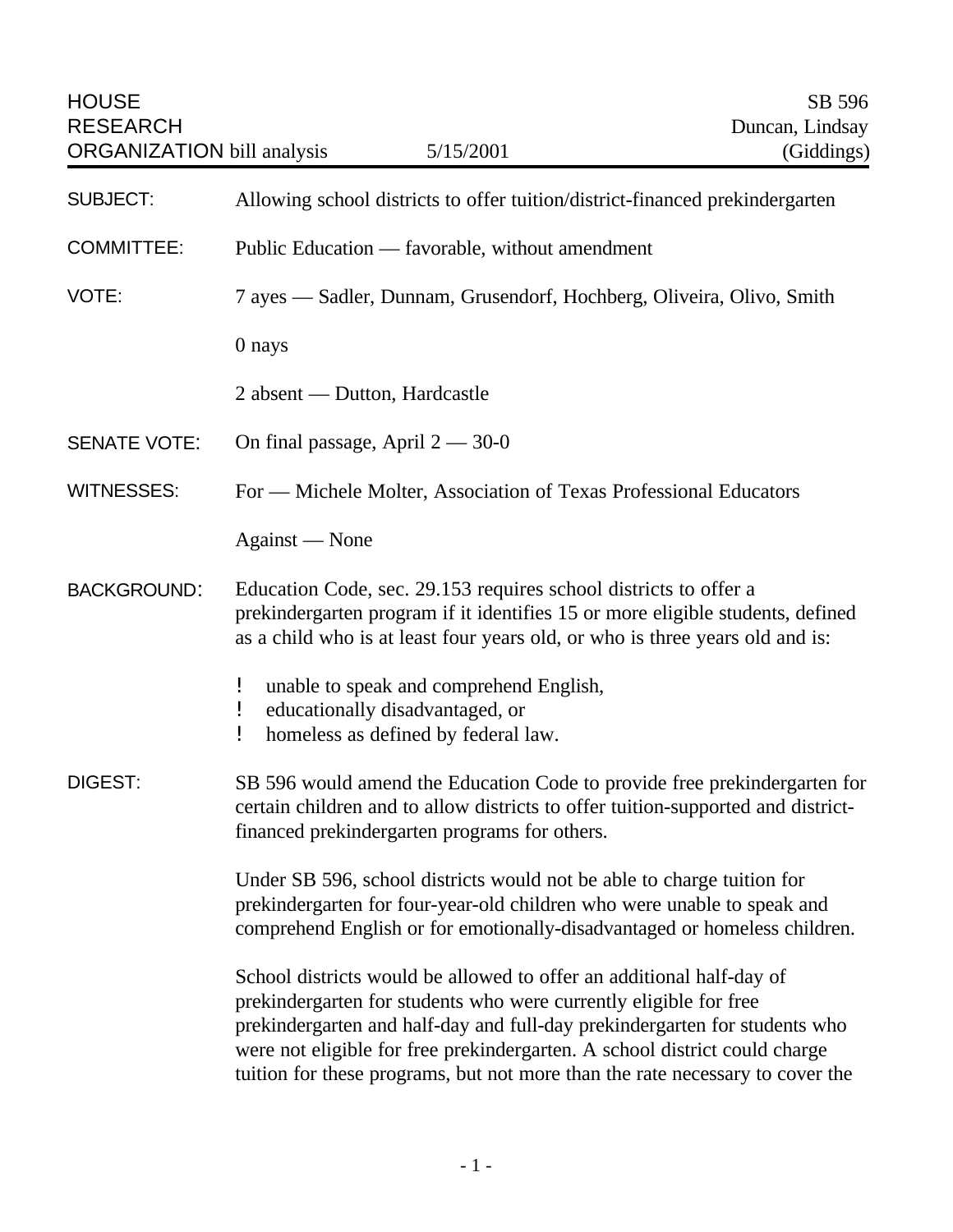HOUSE RESEARCH ORGANIZATION bill analysis — 5/15/2001

SB 596
Duncan, Lindsay
(Giddings)

**SUBJECT:** Allowing school districts to offer tuition/district-financed prekindergarten

**COMMITTEE:** Public Education — favorable, without amendment

**VOTE:** 7 ayes — Sadler, Dunnam, Grusendorf, Hochberg, Oliveira, Olivo, Smith

0 nays

2 absent — Dutton, Hardcastle

**SENATE VOTE:** On final passage, April 2 — 30-0

**WITNESSES:** For — Michele Molter, Association of Texas Professional Educators

Against — None

**BACKGROUND:** Education Code, sec. 29.153 requires school districts to offer a prekindergarten program if it identifies 15 or more eligible students, defined as a child who is at least four years old, or who is three years old and is:

- unable to speak and comprehend English,
- educationally disadvantaged, or
- homeless as defined by federal law.

**DIGEST:** SB 596 would amend the Education Code to provide free prekindergarten for certain children and to allow districts to offer tuition-supported and district-financed prekindergarten programs for others.

Under SB 596, school districts would not be able to charge tuition for prekindergarten for four-year-old children who were unable to speak and comprehend English or for emotionally-disadvantaged or homeless children.

School districts would be allowed to offer an additional half-day of prekindergarten for students who were currently eligible for free prekindergarten and half-day and full-day prekindergarten for students who were not eligible for free prekindergarten. A school district could charge tuition for these programs, but not more than the rate necessary to cover the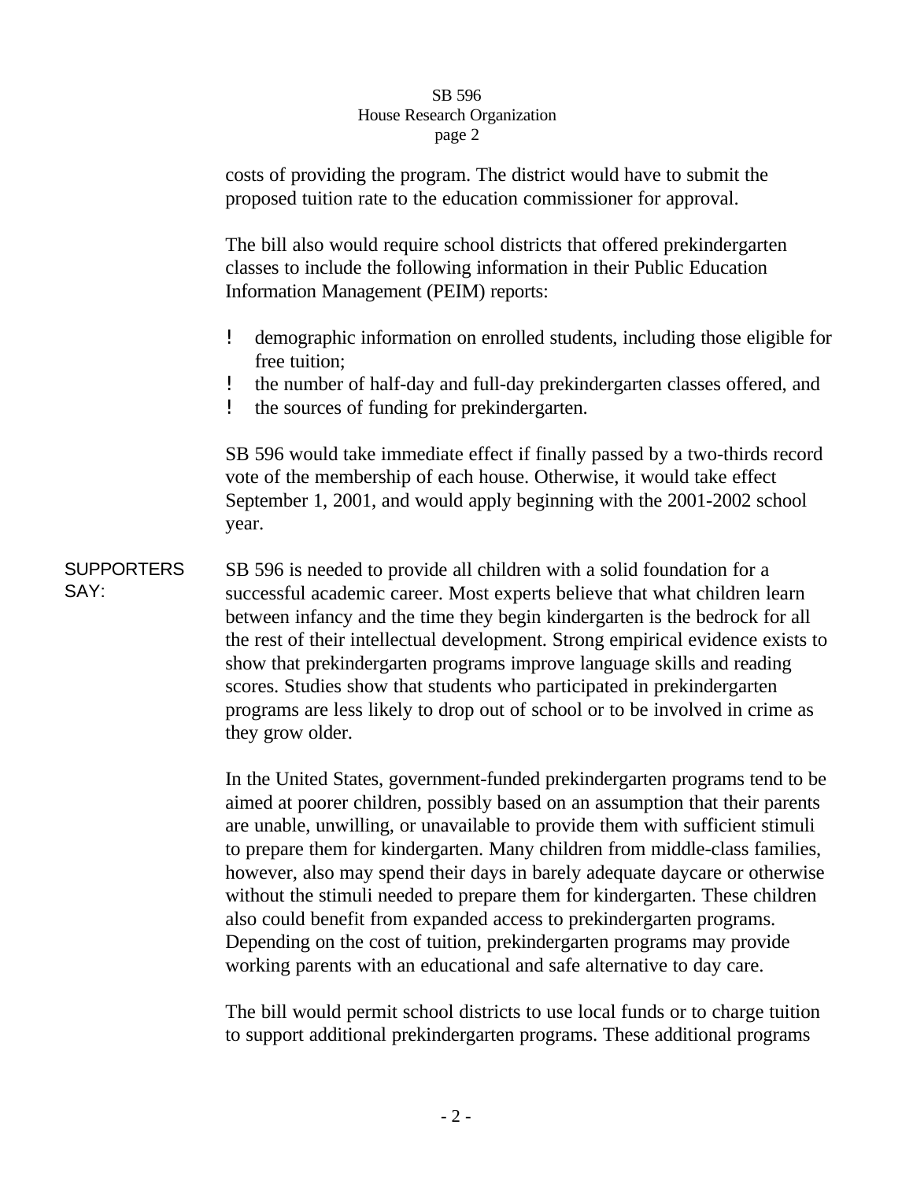costs of providing the program. The district would have to submit the proposed tuition rate to the education commissioner for approval.

The bill also would require school districts that offered prekindergarten classes to include the following information in their Public Education Information Management (PEIM) reports:

- demographic information on enrolled students, including those eligible for free tuition;
- the number of half-day and full-day prekindergarten classes offered, and
- the sources of funding for prekindergarten.

SB 596 would take immediate effect if finally passed by a two-thirds record vote of the membership of each house. Otherwise, it would take effect September 1, 2001, and would apply beginning with the 2001-2002 school year.

**SUPPORTERS SAY:**

SB 596 is needed to provide all children with a solid foundation for a successful academic career. Most experts believe that what children learn between infancy and the time they begin kindergarten is the bedrock for all the rest of their intellectual development. Strong empirical evidence exists to show that prekindergarten programs improve language skills and reading scores. Studies show that students who participated in prekindergarten programs are less likely to drop out of school or to be involved in crime as they grow older.

In the United States, government-funded prekindergarten programs tend to be aimed at poorer children, possibly based on an assumption that their parents are unable, unwilling, or unavailable to provide them with sufficient stimuli to prepare them for kindergarten. Many children from middle-class families, however, also may spend their days in barely adequate daycare or otherwise without the stimuli needed to prepare them for kindergarten. These children also could benefit from expanded access to prekindergarten programs. Depending on the cost of tuition, prekindergarten programs may provide working parents with an educational and safe alternative to day care.

The bill would permit school districts to use local funds or to charge tuition to support additional prekindergarten programs. These additional programs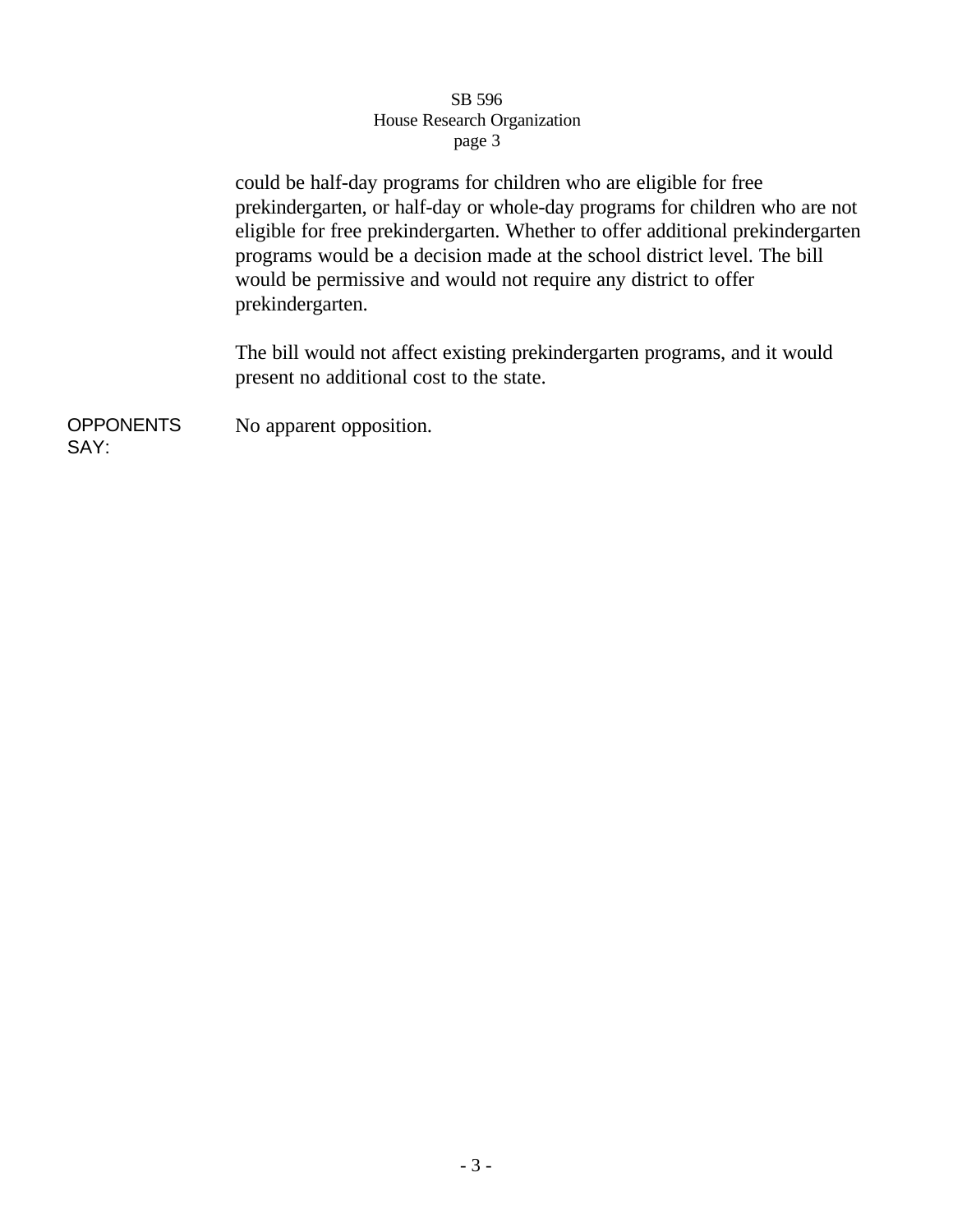could be half-day programs for children who are eligible for free prekindergarten, or half-day or whole-day programs for children who are not eligible for free prekindergarten. Whether to offer additional prekindergarten programs would be a decision made at the school district level. The bill would be permissive and would not require any district to offer prekindergarten.

The bill would not affect existing prekindergarten programs, and it would present no additional cost to the state.

OPPONENTS SAY: No apparent opposition.